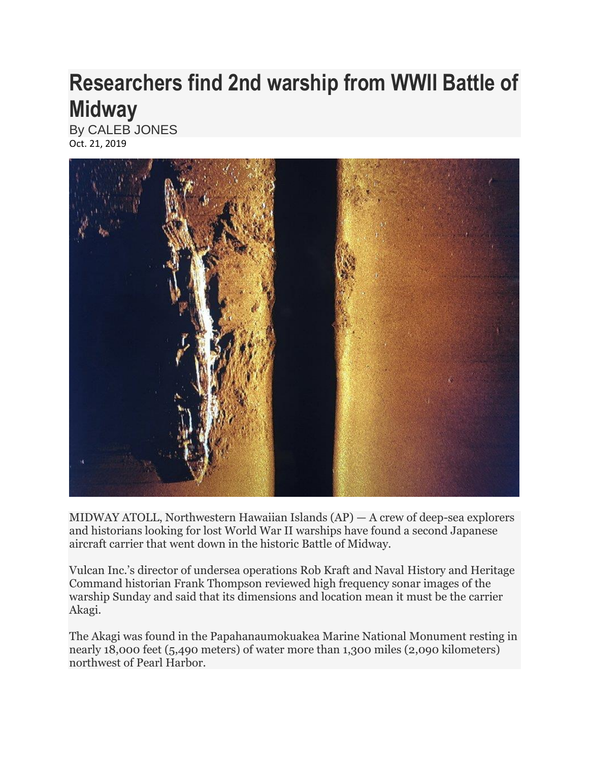# Researchers find 2nd warship from WWII Battle of Midway

By CALEB JONES

Oct. 21, 2019

MIDWAY ATOLL, Northwestern Hawaiian Islands (AP) — A crew of deep-sea explorers and historians looking for lost World War II warships have found a second Japanese aircraft carrier that went down in the historic Battle of Midway.

Vulcan Inc.'s director of undersea operations Rob Kraft and Naval History and Heritage Command historian Frank Thompson reviewed high frequency sonar images of the warship Sunday and said that its dimensions and location mean it must be the carrier Akagi.

The Akagi was found in the Papahanaumokuakea Marine National Monument resting in nearly 18,000 feet (5,490 meters) of water more than 1,300 miles (2,090 kilometers) northwest of Pearl Harbor.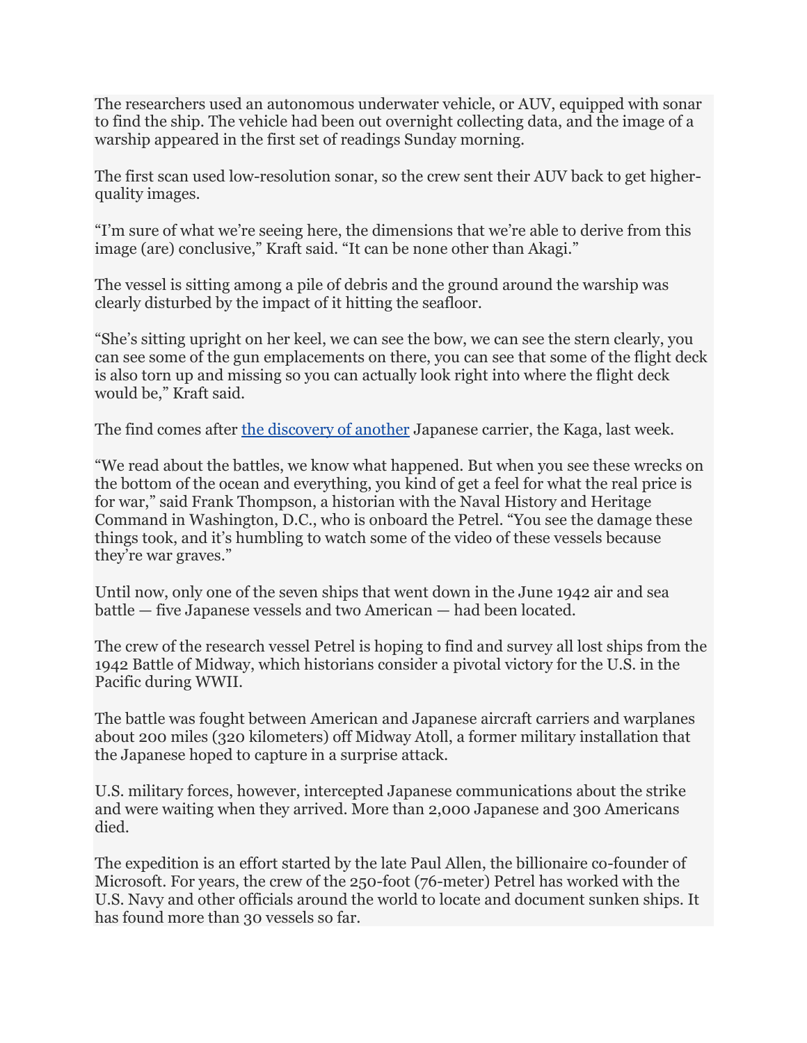The researchers used an autonomous underwater vehicle, or AUV, equipped with sonar to find the ship. The vehicle had been out overnight collecting data, and the image of a warship appeared in the first set of readings Sunday morning.

The first scan used low-resolution sonar, so the crew sent their AUV back to get higher-quality images.

"I'm sure of what we're seeing here, the dimensions that we're able to derive from this image (are) conclusive," Kraft said. "It can be none other than Akagi."

The vessel is sitting among a pile of debris and the ground around the warship was clearly disturbed by the impact of it hitting the seafloor.

"She's sitting upright on her keel, we can see the bow, we can see the stern clearly, you can see some of the gun emplacements on there, you can see that some of the flight deck is also torn up and missing so you can actually look right into where the flight deck would be," Kraft said.

The find comes after [the discovery of another](#) Japanese carrier, the Kaga, last week.

"We read about the battles, we know what happened. But when you see these wrecks on the bottom of the ocean and everything, you kind of get a feel for what the real price is for war," said Frank Thompson, a historian with the Naval History and Heritage Command in Washington, D.C., who is onboard the Petrel. "You see the damage these things took, and it's humbling to watch some of the video of these vessels because they're war graves."

Until now, only one of the seven ships that went down in the June 1942 air and sea battle — five Japanese vessels and two American — had been located.

The crew of the research vessel Petrel is hoping to find and survey all lost ships from the 1942 Battle of Midway, which historians consider a pivotal victory for the U.S. in the Pacific during WWII.

The battle was fought between American and Japanese aircraft carriers and warplanes about 200 miles (320 kilometers) off Midway Atoll, a former military installation that the Japanese hoped to capture in a surprise attack.

U.S. military forces, however, intercepted Japanese communications about the strike and were waiting when they arrived. More than 2,000 Japanese and 300 Americans died.

The expedition is an effort started by the late Paul Allen, the billionaire co-founder of Microsoft. For years, the crew of the 250-foot (76-meter) Petrel has worked with the U.S. Navy and other officials around the world to locate and document sunken ships. It has found more than 30 vessels so far.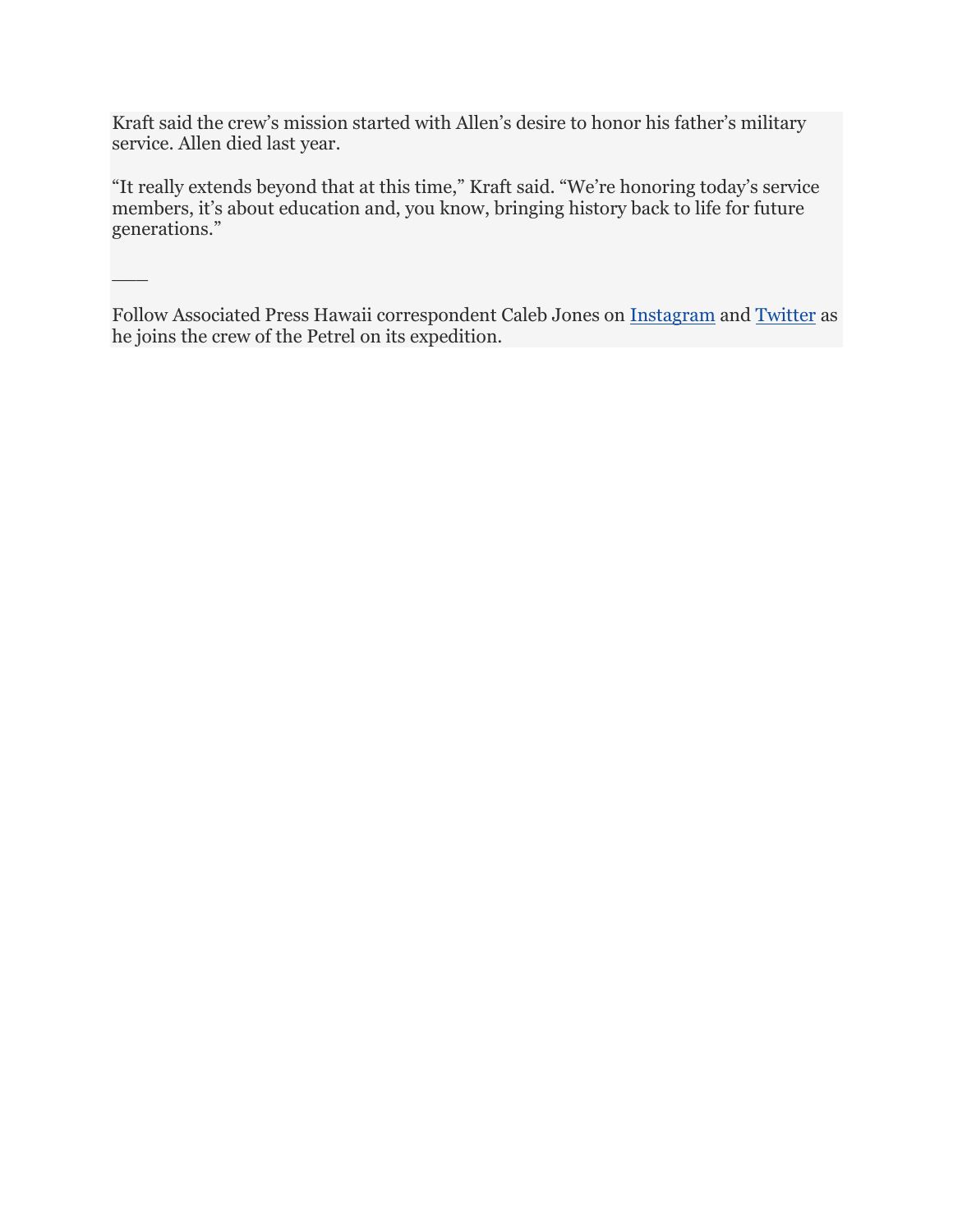Kraft said the crew's mission started with Allen's desire to honor his father's military service. Allen died last year.

"It really extends beyond that at this time," Kraft said. "We're honoring today's service members, it's about education and, you know, bringing history back to life for future generations."

\_\_\_

Follow Associated Press Hawaii correspondent Caleb Jones on [Instagram]() and [Twitter]() as he joins the crew of the Petrel on its expedition.